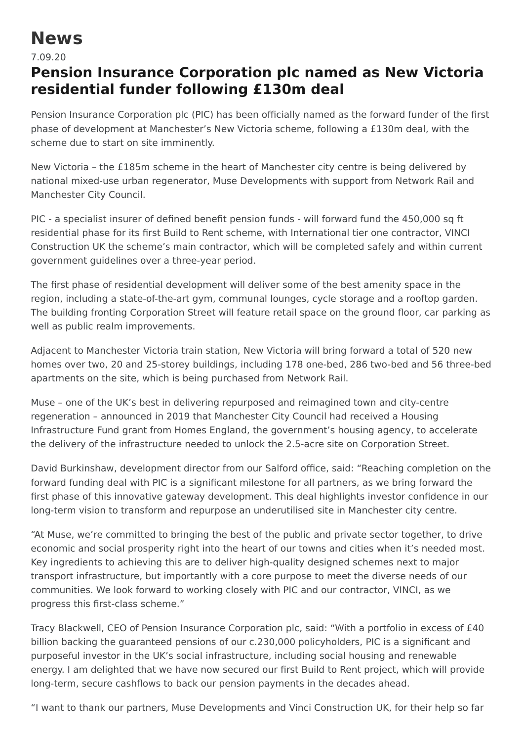# News

7.09.20

## Pension Insurance Corporation plc named as New Victoria residential funder following £130m deal

Pension Insurance Corporation plc (PIC) has been officially named as the forward funder of the first phase of development at Manchester's New Victoria scheme, following a £130m deal, with the scheme due to start on site imminently.

New Victoria – the £185m scheme in the heart of Manchester city centre is being delivered by national mixed-use urban regenerator, Muse Developments with support from Network Rail and Manchester City Council.

PIC - a specialist insurer of defined benefit pension funds - will forward fund the 450,000 sq ft residential phase for its first Build to Rent scheme, with International tier one contractor, VINCI Construction UK the scheme's main contractor, which will be completed safely and within current government guidelines over a three-year period.

The first phase of residential development will deliver some of the best amenity space in the region, including a state-of-the-art gym, communal lounges, cycle storage and a rooftop garden. The building fronting Corporation Street will feature retail space on the ground floor, car parking as well as public realm improvements.

Adjacent to Manchester Victoria train station, New Victoria will bring forward a total of 520 new homes over two, 20 and 25-storey buildings, including 178 one-bed, 286 two-bed and 56 three-bed apartments on the site, which is being purchased from Network Rail.

Muse – one of the UK's best in delivering repurposed and reimagined town and city-centre regeneration – announced in 2019 that Manchester City Council had received a Housing Infrastructure Fund grant from Homes England, the government's housing agency, to accelerate the delivery of the infrastructure needed to unlock the 2.5-acre site on Corporation Street.

David Burkinshaw, development director from our Salford office, said: "Reaching completion on the forward funding deal with PIC is a significant milestone for all partners, as we bring forward the first phase of this innovative gateway development. This deal highlights investor confidence in our long-term vision to transform and repurpose an underutilised site in Manchester city centre.

"At Muse, we're committed to bringing the best of the public and private sector together, to drive economic and social prosperity right into the heart of our towns and cities when it's needed most. Key ingredients to achieving this are to deliver high-quality designed schemes next to major transport infrastructure, but importantly with a core purpose to meet the diverse needs of our communities. We look forward to working closely with PIC and our contractor, VINCI, as we progress this first-class scheme."

Tracy Blackwell, CEO of Pension Insurance Corporation plc, said: "With a portfolio in excess of £40 billion backing the guaranteed pensions of our c.230,000 policyholders, PIC is a significant and purposeful investor in the UK's social infrastructure, including social housing and renewable energy. I am delighted that we have now secured our first Build to Rent project, which will provide long-term, secure cashflows to back our pension payments in the decades ahead.

"I want to thank our partners, Muse Developments and Vinci Construction UK, for their help so far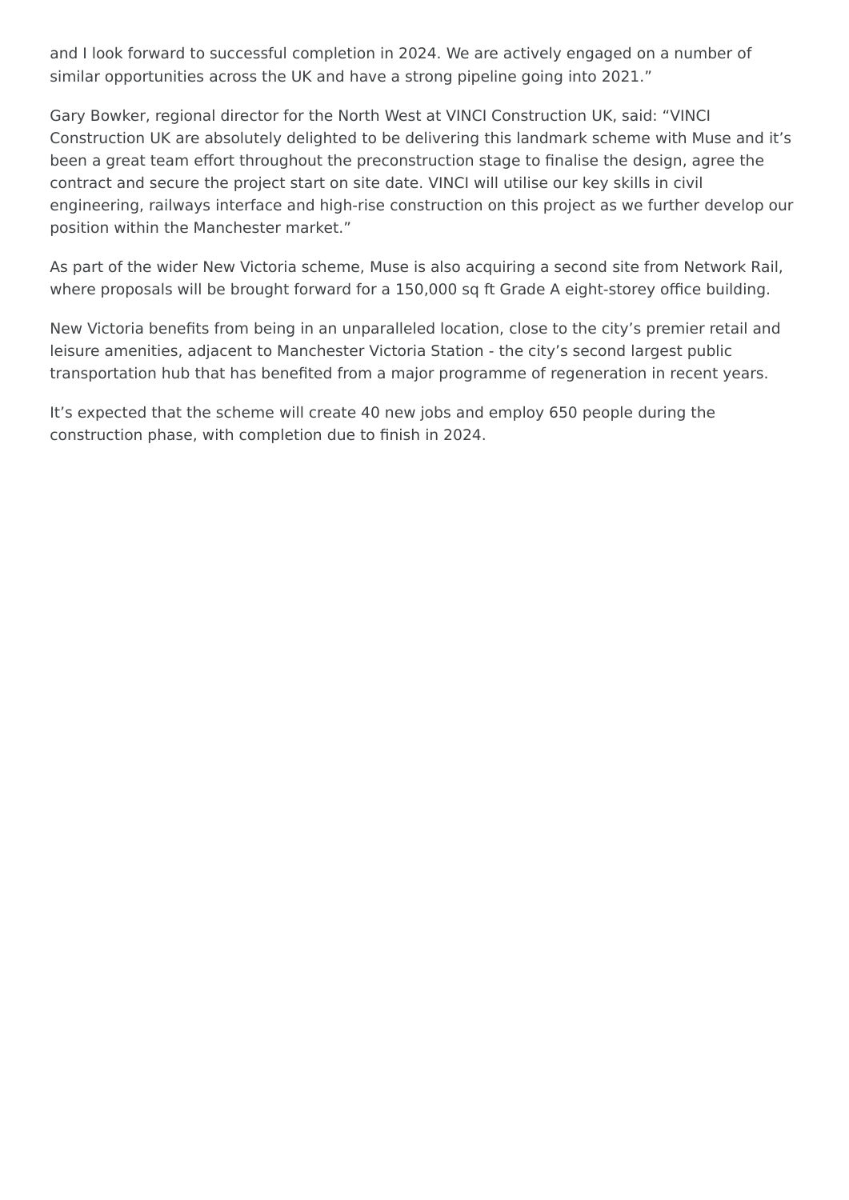and I look forward to successful completion in 2024. We are actively engaged on a number of similar opportunities across the UK and have a strong pipeline going into 2021."

Gary Bowker, regional director for the North West at VINCI Construction UK, said: "VINCI Construction UK are absolutely delighted to be delivering this landmark scheme with Muse and it's been a great team effort throughout the preconstruction stage to finalise the design, agree the contract and secure the project start on site date. VINCI will utilise our key skills in civil engineering, railways interface and high-rise construction on this project as we further develop our position within the Manchester market."

As part of the wider New Victoria scheme, Muse is also acquiring a second site from Network Rail, where proposals will be brought forward for a 150,000 sq ft Grade A eight-storey office building.

New Victoria benefits from being in an unparalleled location, close to the city's premier retail and leisure amenities, adjacent to Manchester Victoria Station - the city's second largest public transportation hub that has benefited from a major programme of regeneration in recent years.

It's expected that the scheme will create 40 new jobs and employ 650 people during the construction phase, with completion due to finish in 2024.